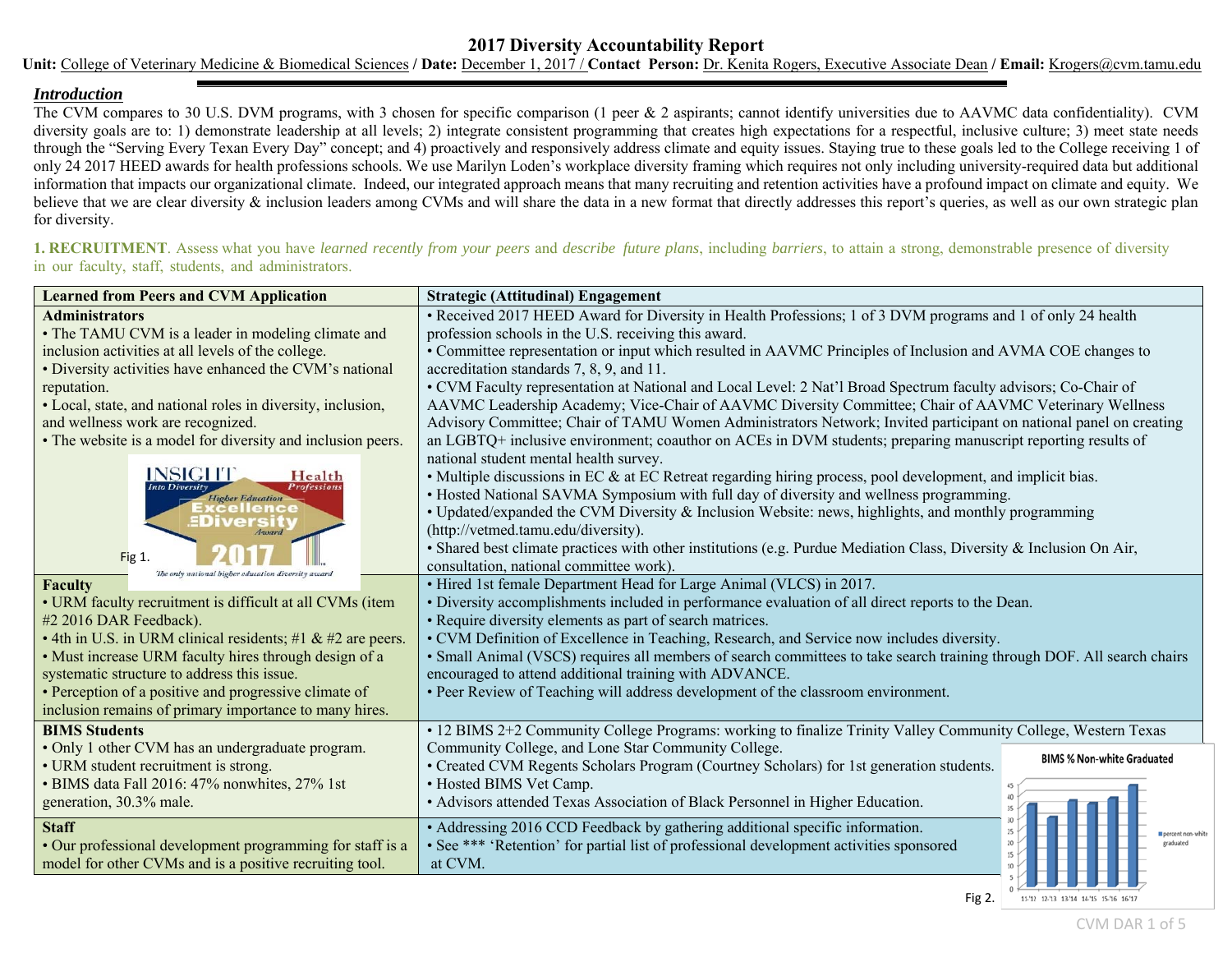# 2017 Diversity Accountability Report

**Unit:** College of Veterinary Medicine & Biomedical Sciences **/ Date:** December 1, 2017 / **Contact Person:** Dr. Kenita Rogers, Executive Associate Dean **/ Email:** Krogers@cvm.tamu.edu

## *Introduction*

The CVM compares to 30 U.S. DVM programs, with 3 chosen for specific comparison (1 peer & 2 aspirants; cannot identify universities due to AAVMC data confidentiality). CVM diversity goals are to: 1) demonstrate leadership at all levels; 2) integrate consistent programming that creates high expectations for a respectful, inclusive culture; 3) meet state needs through the "Serving Every Texan Every Day" concept; and 4) proactively and responsively address climate and equity issues. Staying true to these goals led to the College receiving 1 of only 24 2017 HEED awards for health professions schools. We use Marilyn Loden's workplace diversity framing which requires not only including university-required data but additional information that impacts our organizational climate. Indeed, our integrated approach means that many recruiting and retention activities have a profound impact on climate and equity. We believe that we are clear diversity & inclusion leaders among CVMs and will share the data in a new format that directly addresses this report's queries, as well as our own strategic plan for diversity.

**1. RECRUITMENT**. Assess what you have *learned recently from your peers* and *describe future plans*, including *barriers*, to attain a strong, demonstrable presence of diversity in our faculty, staff, students, and administrators.

| Learned from Peers and CVM Application | Strategic (Attitudinal) Engagement |
|---|---|
| **Administrators**<br>• The TAMU CVM is a leader in modeling climate and inclusion activities at all levels of the college.<br>• Diversity activities have enhanced the CVM's national reputation.<br>• Local, state, and national roles in diversity, inclusion, and wellness work are recognized.<br>• The website is a model for diversity and inclusion peers.<br>Fig 1. | • Received 2017 HEED Award for Diversity in Health Professions; 1 of 3 DVM programs and 1 of only 24 health profession schools in the U.S. receiving this award.<br>• Committee representation or input which resulted in AAVMC Principles of Inclusion and AVMA COE changes to accreditation standards 7, 8, 9, and 11.<br>• CVM Faculty representation at National and Local Level: 2 Nat'l Broad Spectrum faculty advisors; Co-Chair of AAVMC Leadership Academy; Vice-Chair of AAVMC Diversity Committee; Chair of AAVMC Veterinary Wellness Advisory Committee; Chair of TAMU Women Administrators Network; Invited participant on national panel on creating an LGBTQ+ inclusive environment; coauthor on ACEs in DVM students; preparing manuscript reporting results of national student mental health survey.<br>• Multiple discussions in EC & at EC Retreat regarding hiring process, pool development, and implicit bias.<br>• Hosted National SAVMA Symposium with full day of diversity and wellness programming.<br>• Updated/expanded the CVM Diversity & Inclusion Website: news, highlights, and monthly programming (http://vetmed.tamu.edu/diversity).<br>• Shared best climate practices with other institutions (e.g. Purdue Mediation Class, Diversity & Inclusion On Air, consultation, national committee work). |
| **Faculty**<br>• URM faculty recruitment is difficult at all CVMs (item #2 2016 DAR Feedback).<br>• 4th in U.S. in URM clinical residents; #1 & #2 are peers.<br>• Must increase URM faculty hires through design of a systematic structure to address this issue.<br>• Perception of a positive and progressive climate of inclusion remains of primary importance to many hires. | • Hired 1st female Department Head for Large Animal (VLCS) in 2017.<br>• Diversity accomplishments included in performance evaluation of all direct reports to the Dean.<br>• Require diversity elements as part of search matrices.<br>• CVM Definition of Excellence in Teaching, Research, and Service now includes diversity.<br>• Small Animal (VSCS) requires all members of search committees to take search training through DOF. All search chairs encouraged to attend additional training with ADVANCE.<br>• Peer Review of Teaching will address development of the classroom environment. |
| **BIMS Students**<br>• Only 1 other CVM has an undergraduate program.<br>• URM student recruitment is strong.<br>• BIMS data Fall 2016: 47% nonwhites, 27% 1st generation, 30.3% male. | • 12 BIMS 2+2 Community College Programs: working to finalize Trinity Valley Community College, Western Texas Community College, and Lone Star Community College.<br>• Created CVM Regents Scholars Program (Courtney Scholars) for 1st generation students.<br>• Hosted BIMS Vet Camp.<br>• Advisors attended Texas Association of Black Personnel in Higher Education. |
| **Staff**<br>• Our professional development programming for staff is a model for other CVMs and is a positive recruiting tool. | • Addressing 2016 CCD Feedback by gathering additional specific information.<br>• See *** 'Retention' for partial list of professional development activities sponsored at CVM. |

Fig 2. BIMS % Non-white Graduated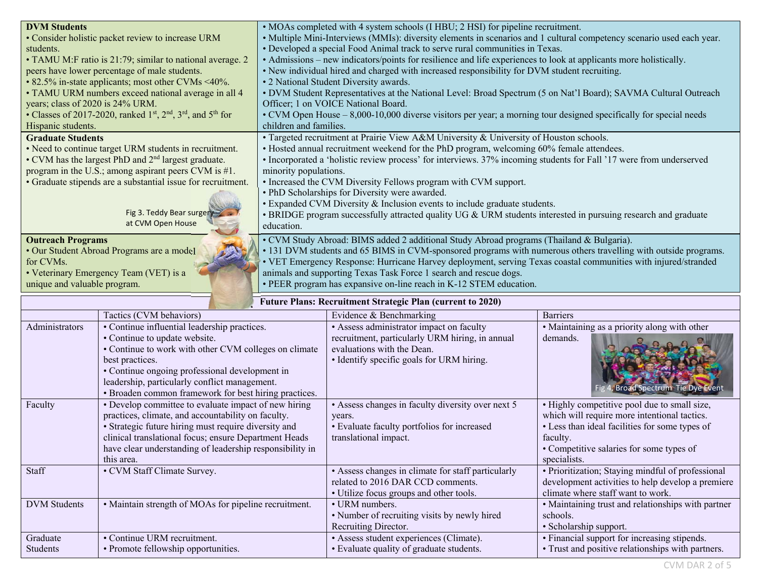| **DVM Students** | |
|---|---|
| • Consider holistic packet review to increase URM students.<br>• TAMU M:F ratio is 21:79; similar to national average. 2 peers have lower percentage of male students.<br>• 82.5% in-state applicants; most other CVMs <40%.<br>• TAMU URM numbers exceed national average in all 4 years; class of 2020 is 24% URM.<br>• Classes of 2017-2020, ranked 1st, 2nd, 3rd, and 5th for Hispanic students. | • MOAs completed with 4 system schools (I HBU; 2 HSI) for pipeline recruitment.<br>• Multiple Mini-Interviews (MMIs): diversity elements in scenarios and 1 cultural competency scenario used each year.<br>• Developed a special Food Animal track to serve rural communities in Texas.<br>• Admissions – new indicators/points for resilience and life experiences to look at applicants more holistically.<br>• New individual hired and charged with increased responsibility for DVM student recruiting.<br>• 2 National Student Diversity awards.<br>• DVM Student Representatives at the National Level: Broad Spectrum (5 on Nat'l Board); SAVMA Cultural Outreach Officer; 1 on VOICE National Board.<br>• CVM Open House – 8,000-10,000 diverse visitors per year; a morning tour designed specifically for special needs children and families. |
| **Graduate Students**<br>• Need to continue target URM students in recruitment.<br>• CVM has the largest PhD and 2nd largest graduate. program in the U.S.; among aspirant peers CVM is #1.<br>• Graduate stipends are a substantial issue for recruitment. | • Targeted recruitment at Prairie View A&M University & University of Houston schools.<br>• Hosted annual recruitment weekend for the PhD program, welcoming 60% female attendees.<br>• Incorporated a 'holistic review process' for interviews. 37% incoming students for Fall '17 were from underserved minority populations.<br>• Increased the CVM Diversity Fellows program with CVM support.<br>• PhD Scholarships for Diversity were awarded.<br>• Expanded CVM Diversity & Inclusion events to include graduate students.<br>• BRIDGE program successfully attracted quality UG & URM students interested in pursuing research and graduate education. |
| **Outreach Programs**<br>• Our Student Abroad Programs are a model for CVMs.<br>• Veterinary Emergency Team (VET) is a unique and valuable program. | • CVM Study Abroad: BIMS added 2 additional Study Abroad programs (Thailand & Bulgaria).<br>• 131 DVM students and 65 BIMS in CVM-sponsored programs with numerous others travelling with outside programs.<br>• VET Emergency Response: Hurricane Harvey deployment, serving Texas coastal communities with injured/stranded animals and supporting Texas Task Force 1 search and rescue dogs.<br>• PEER program has expansive on-line reach in K-12 STEM education. |

Fig 3. Teddy Bear surgery at CVM Open House

**Future Plans: Recruitment Strategic Plan (current to 2020)**

| | Tactics (CVM behaviors) | Evidence & Benchmarking | Barriers |
|---|---|---|---|
| Administrators | • Continue influential leadership practices.<br>• Continue to update website.<br>• Continue to work with other CVM colleges on climate best practices.<br>• Continue ongoing professional development in leadership, particularly conflict management.<br>• Broaden common framework for best hiring practices. | • Assess administrator impact on faculty recruitment, particularly URM hiring, in annual evaluations with the Dean.<br>• Identify specific goals for URM hiring. | • Maintaining as a priority along with other demands. |
| Faculty | • Develop committee to evaluate impact of new hiring practices, climate, and accountability on faculty.<br>• Strategic future hiring must require diversity and clinical translational focus; ensure Department Heads have clear understanding of leadership responsibility in this area. | • Assess changes in faculty diversity over next 5 years.<br>• Evaluate faculty portfolios for increased translational impact. | • Highly competitive pool due to small size, which will require more intentional tactics.<br>• Less than ideal facilities for some types of faculty.<br>• Competitive salaries for some types of specialists. |
| Staff | • CVM Staff Climate Survey. | • Assess changes in climate for staff particularly related to 2016 DAR CCD comments.<br>• Utilize focus groups and other tools. | • Prioritization; Staying mindful of professional development activities to help develop a premiere climate where staff want to work. |
| DVM Students | • Maintain strength of MOAs for pipeline recruitment. | • URM numbers.<br>• Number of recruiting visits by newly hired Recruiting Director. | • Maintaining trust and relationships with partner schools.<br>• Scholarship support. |
| Graduate Students | • Continue URM recruitment.<br>• Promote fellowship opportunities. | • Assess student experiences (Climate).<br>• Evaluate quality of graduate students. | • Financial support for increasing stipends.<br>• Trust and positive relationships with partners. |

Fig 4. Broad Spectrum Tie Dye Event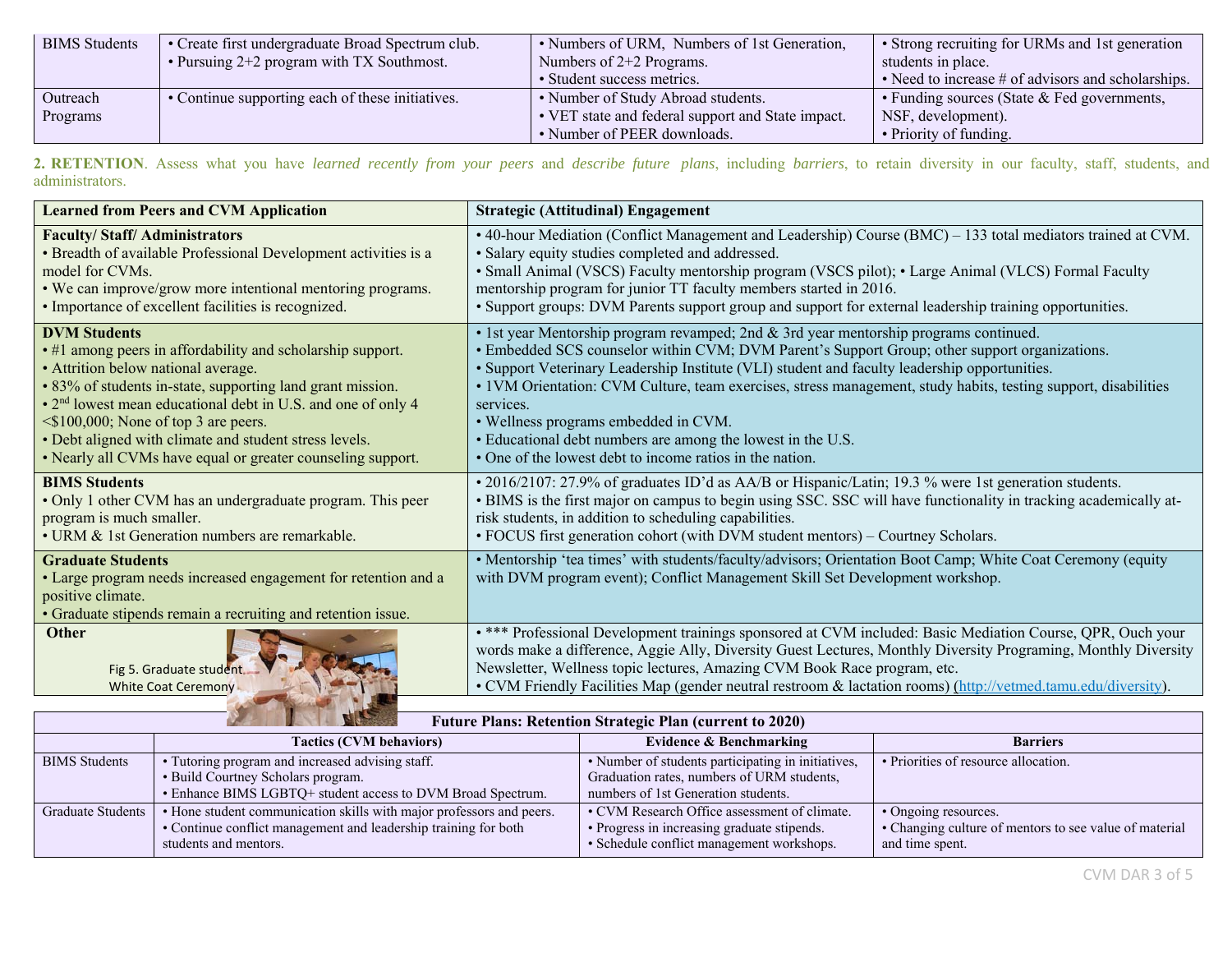| BIMS Students | • Create first undergraduate Broad Spectrum club.<br>• Pursuing 2+2 program with TX Southmost. | • Numbers of URM, Numbers of 1st Generation, Numbers of 2+2 Programs.<br>• Student success metrics. | • Strong recruiting for URMs and 1st generation students in place.<br>• Need to increase # of advisors and scholarships. |
|---|---|---|---|
| Outreach Programs | • Continue supporting each of these initiatives. | • Number of Study Abroad students.<br>• VET state and federal support and State impact.<br>• Number of PEER downloads. | • Funding sources (State & Fed governments, NSF, development).<br>• Priority of funding. |

**2. RETENTION**. Assess what you have *learned recently from your peers* and *describe future plans*, including *barriers*, to retain diversity in our faculty, staff, students, and administrators.

| Learned from Peers and CVM Application | Strategic (Attitudinal) Engagement |
|---|---|
| **Faculty/ Staff/ Administrators**<br>• Breadth of available Professional Development activities is a model for CVMs.<br>• We can improve/grow more intentional mentoring programs.<br>• Importance of excellent facilities is recognized. | • 40-hour Mediation (Conflict Management and Leadership) Course (BMC) – 133 total mediators trained at CVM.<br>• Salary equity studies completed and addressed.<br>• Small Animal (VSCS) Faculty mentorship program (VSCS pilot); • Large Animal (VLCS) Formal Faculty mentorship program for junior TT faculty members started in 2016.<br>• Support groups: DVM Parents support group and support for external leadership training opportunities. |
| **DVM Students**<br>• #1 among peers in affordability and scholarship support.<br>• Attrition below national average.<br>• 83% of students in-state, supporting land grant mission.<br>• 2nd lowest mean educational debt in U.S. and one of only 4 <$100,000; None of top 3 are peers.<br>• Debt aligned with climate and student stress levels.<br>• Nearly all CVMs have equal or greater counseling support. | • 1st year Mentorship program revamped; 2nd & 3rd year mentorship programs continued.<br>• Embedded SCS counselor within CVM; DVM Parent's Support Group; other support organizations.<br>• Support Veterinary Leadership Institute (VLI) student and faculty leadership opportunities.<br>• 1VM Orientation: CVM Culture, team exercises, stress management, study habits, testing support, disabilities services.<br>• Wellness programs embedded in CVM.<br>• Educational debt numbers are among the lowest in the U.S.<br>• One of the lowest debt to income ratios in the nation. |
| **BIMS Students**<br>• Only 1 other CVM has an undergraduate program. This peer program is much smaller.<br>• URM & 1st Generation numbers are remarkable. | • 2016/2107: 27.9% of graduates ID'd as AA/B or Hispanic/Latin; 19.3 % were 1st generation students.<br>• BIMS is the first major on campus to begin using SSC. SSC will have functionality in tracking academically at-risk students, in addition to scheduling capabilities.<br>• FOCUS first generation cohort (with DVM student mentors) – Courtney Scholars. |
| **Graduate Students**<br>• Large program needs increased engagement for retention and a positive climate.<br>• Graduate stipends remain a recruiting and retention issue. | • Mentorship 'tea times' with students/faculty/advisors; Orientation Boot Camp; White Coat Ceremony (equity with DVM program event); Conflict Management Skill Set Development workshop. |
| **Other**<br>Fig 5. Graduate student White Coat Ceremony | • *** Professional Development trainings sponsored at CVM included: Basic Mediation Course, QPR, Ouch your words make a difference, Aggie Ally, Diversity Guest Lectures, Monthly Diversity Programing, Monthly Diversity Newsletter, Wellness topic lectures, Amazing CVM Book Race program, etc.<br>• CVM Friendly Facilities Map (gender neutral restroom & lactation rooms) (http://vetmed.tamu.edu/diversity). |

| Future Plans: Retention Strategic Plan (current to 2020) | | | |
|---|---|---|---|
| | **Tactics (CVM behaviors)** | **Evidence & Benchmarking** | **Barriers** |
| BIMS Students | • Tutoring program and increased advising staff.<br>• Build Courtney Scholars program.<br>• Enhance BIMS LGBTQ+ student access to DVM Broad Spectrum. | • Number of students participating in initiatives, Graduation rates, numbers of URM students, numbers of 1st Generation students. | • Priorities of resource allocation. |
| Graduate Students | • Hone student communication skills with major professors and peers.<br>• Continue conflict management and leadership training for both students and mentors. | • CVM Research Office assessment of climate.<br>• Progress in increasing graduate stipends.<br>• Schedule conflict management workshops. | • Ongoing resources.<br>• Changing culture of mentors to see value of material and time spent. |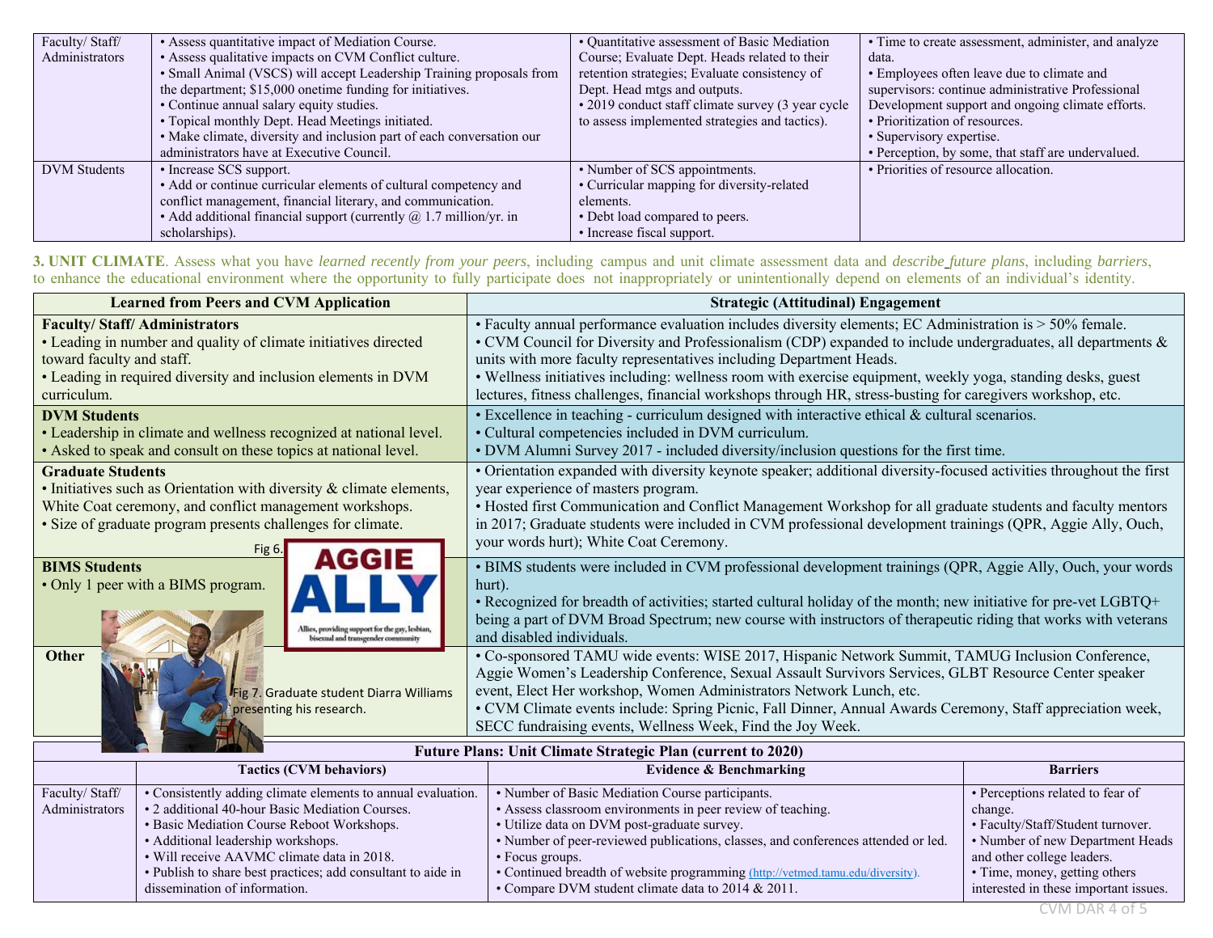| | | | |
|---|---|---|---|
| Faculty/ Staff/ Administrators | • Assess quantitative impact of Mediation Course.<br>• Assess qualitative impacts on CVM Conflict culture.<br>• Small Animal (VSCS) will accept Leadership Training proposals from the department; $15,000 onetime funding for initiatives.<br>• Continue annual salary equity studies.<br>• Topical monthly Dept. Head Meetings initiated.<br>• Make climate, diversity and inclusion part of each conversation our administrators have at Executive Council. | • Quantitative assessment of Basic Mediation Course; Evaluate Dept. Heads related to their retention strategies; Evaluate consistency of Dept. Head mtgs and outputs.<br>• 2019 conduct staff climate survey (3 year cycle to assess implemented strategies and tactics). | • Time to create assessment, administer, and analyze data.<br>• Employees often leave due to climate and supervisors: continue administrative Professional Development support and ongoing climate efforts.<br>• Prioritization of resources.<br>• Supervisory expertise.<br>• Perception, by some, that staff are undervalued. |
| DVM Students | • Increase SCS support.<br>• Add or continue curricular elements of cultural competency and conflict management, financial literary, and communication.<br>• Add additional financial support (currently @ 1.7 million/yr. in scholarships). | • Number of SCS appointments.<br>• Curricular mapping for diversity-related elements.<br>• Debt load compared to peers.<br>• Increase fiscal support. | • Priorities of resource allocation. |

**3. UNIT CLIMATE**. Assess what you have *learned recently from your peers*, including campus and unit climate assessment data and *describe future plans*, including *barriers*, to enhance the educational environment where the opportunity to fully participate does not inappropriately or unintentionally depend on elements of an individual's identity.

| Learned from Peers and CVM Application | Strategic (Attitudinal) Engagement |
|---|---|
| **Faculty/ Staff/ Administrators**<br>• Leading in number and quality of climate initiatives directed toward faculty and staff.<br>• Leading in required diversity and inclusion elements in DVM curriculum. | • Faculty annual performance evaluation includes diversity elements; EC Administration is > 50% female.<br>• CVM Council for Diversity and Professionalism (CDP) expanded to include undergraduates, all departments & units with more faculty representatives including Department Heads.<br>• Wellness initiatives including: wellness room with exercise equipment, weekly yoga, standing desks, guest lectures, fitness challenges, financial workshops through HR, stress-busting for caregivers workshop, etc. |
| **DVM Students**<br>• Leadership in climate and wellness recognized at national level.<br>• Asked to speak and consult on these topics at national level. | • Excellence in teaching - curriculum designed with interactive ethical & cultural scenarios.<br>• Cultural competencies included in DVM curriculum.<br>• DVM Alumni Survey 2017 - included diversity/inclusion questions for the first time. |
| **Graduate Students**<br>• Initiatives such as Orientation with diversity & climate elements, White Coat ceremony, and conflict management workshops.<br>• Size of graduate program presents challenges for climate. | • Orientation expanded with diversity keynote speaker; additional diversity-focused activities throughout the first year experience of masters program.<br>• Hosted first Communication and Conflict Management Workshop for all graduate students and faculty mentors in 2017; Graduate students were included in CVM professional development trainings (QPR, Aggie Ally, Ouch, your words hurt); White Coat Ceremony. |
| **BIMS Students**<br>• Only 1 peer with a BIMS program. | • BIMS students were included in CVM professional development trainings (QPR, Aggie Ally, Ouch, your words hurt).<br>• Recognized for breadth of activities; started cultural holiday of the month; new initiative for pre-vet LGBTQ+ being a part of DVM Broad Spectrum; new course with instructors of therapeutic riding that works with veterans and disabled individuals. |
| **Other** | • Co-sponsored TAMU wide events: WISE 2017, Hispanic Network Summit, TAMUG Inclusion Conference, Aggie Women's Leadership Conference, Sexual Assault Survivors Services, GLBT Resource Center speaker event, Elect Her workshop, Women Administrators Network Lunch, etc.<br>• CVM Climate events include: Spring Picnic, Fall Dinner, Annual Awards Ceremony, Staff appreciation week, SECC fundraising events, Wellness Week, Find the Joy Week. |

Fig 6. AGGIE ALLY — Allies, providing support for the gay, lesbian, bisexual and transgender community

Fig 7. Graduate student Diarra Williams presenting his research.

**Future Plans: Unit Climate Strategic Plan (current to 2020)**

| | Tactics (CVM behaviors) | Evidence & Benchmarking | Barriers |
|---|---|---|---|
| Faculty/ Staff/ Administrators | • Consistently adding climate elements to annual evaluation.<br>• 2 additional 40-hour Basic Mediation Courses.<br>• Basic Mediation Course Reboot Workshops.<br>• Additional leadership workshops.<br>• Will receive AAVMC climate data in 2018.<br>• Publish to share best practices; add consultant to aide in dissemination of information. | • Number of Basic Mediation Course participants.<br>• Assess classroom environments in peer review of teaching.<br>• Utilize data on DVM post-graduate survey.<br>• Number of peer-reviewed publications, classes, and conferences attended or led.<br>• Focus groups.<br>• Continued breadth of website programming (http://vetmed.tamu.edu/diversity).<br>• Compare DVM student climate data to 2014 & 2011. | • Perceptions related to fear of change.<br>• Faculty/Staff/Student turnover.<br>• Number of new Department Heads and other college leaders.<br>• Time, money, getting others interested in these important issues. |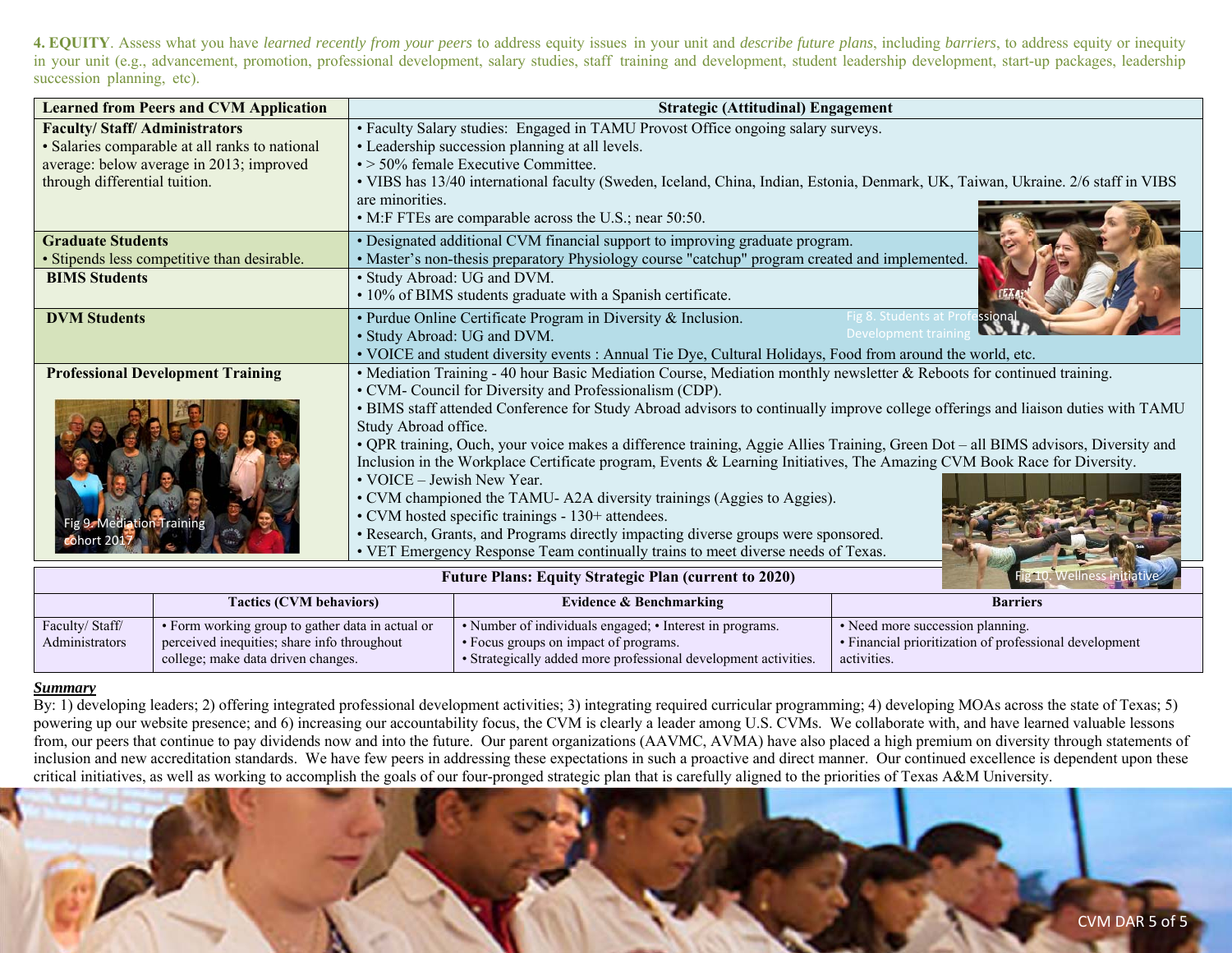**4. EQUITY**. Assess what you have *learned recently from your peers* to address equity issues in your unit and *describe future plans*, including *barriers*, to address equity or inequity in your unit (e.g., advancement, promotion, professional development, salary studies, staff training and development, student leadership development, start-up packages, leadership succession planning, etc).

| Learned from Peers and CVM Application | Strategic (Attitudinal) Engagement |
|---|---|
| **Faculty/ Staff/ Administrators**<br>• Salaries comparable at all ranks to national average: below average in 2013; improved through differential tuition. | • Faculty Salary studies: Engaged in TAMU Provost Office ongoing salary surveys.<br>• Leadership succession planning at all levels.<br>• > 50% female Executive Committee.<br>• VIBS has 13/40 international faculty (Sweden, Iceland, China, Indian, Estonia, Denmark, UK, Taiwan, Ukraine. 2/6 staff in VIBS are minorities.<br>• M:F FTEs are comparable across the U.S.; near 50:50. |
| **Graduate Students**<br>• Stipends less competitive than desirable. | • Designated additional CVM financial support to improving graduate program.<br>• Master's non-thesis preparatory Physiology course "catchup" program created and implemented. |
| **BIMS Students** | • Study Abroad: UG and DVM.<br>• 10% of BIMS students graduate with a Spanish certificate. |
| **DVM Students** | • Purdue Online Certificate Program in Diversity & Inclusion.<br>• Study Abroad: UG and DVM.<br>• VOICE and student diversity events : Annual Tie Dye, Cultural Holidays, Food from around the world, etc. |
| **Professional Development Training** | • Mediation Training - 40 hour Basic Mediation Course, Mediation monthly newsletter & Reboots for continued training.<br>• CVM- Council for Diversity and Professionalism (CDP).<br>• BIMS staff attended Conference for Study Abroad advisors to continually improve college offerings and liaison duties with TAMU Study Abroad office.<br>• QPR training, Ouch, your voice makes a difference training, Aggie Allies Training, Green Dot – all BIMS advisors, Diversity and Inclusion in the Workplace Certificate program, Events & Learning Initiatives, The Amazing CVM Book Race for Diversity.<br>• VOICE – Jewish New Year.<br>• CVM championed the TAMU- A2A diversity trainings (Aggies to Aggies).<br>• CVM hosted specific trainings - 130+ attendees.<br>• Research, Grants, and Programs directly impacting diverse groups were sponsored.<br>• VET Emergency Response Team continually trains to meet diverse needs of Texas. |

Fig 8. Students at Professional Development training

Fig 9. Mediation Training cohort 2017

Fig 10. Wellness initiative

**Future Plans: Equity Strategic Plan (current to 2020)**

| | Tactics (CVM behaviors) | Evidence & Benchmarking | Barriers |
|---|---|---|---|
| Faculty/ Staff/ Administrators | • Form working group to gather data in actual or perceived inequities; share info throughout college; make data driven changes. | • Number of individuals engaged; • Interest in programs.<br>• Focus groups on impact of programs.<br>• Strategically added more professional development activities. | • Need more succession planning.<br>• Financial prioritization of professional development activities. |

***Summary***

By: 1) developing leaders; 2) offering integrated professional development activities; 3) integrating required curricular programming; 4) developing MOAs across the state of Texas; 5) powering up our website presence; and 6) increasing our accountability focus, the CVM is clearly a leader among U.S. CVMs. We collaborate with, and have learned valuable lessons from, our peers that continue to pay dividends now and into the future. Our parent organizations (AAVMC, AVMA) have also placed a high premium on diversity through statements of inclusion and new accreditation standards. We have few peers in addressing these expectations in such a proactive and direct manner. Our continued excellence is dependent upon these critical initiatives, as well as working to accomplish the goals of our four-pronged strategic plan that is carefully aligned to the priorities of Texas A&M University.